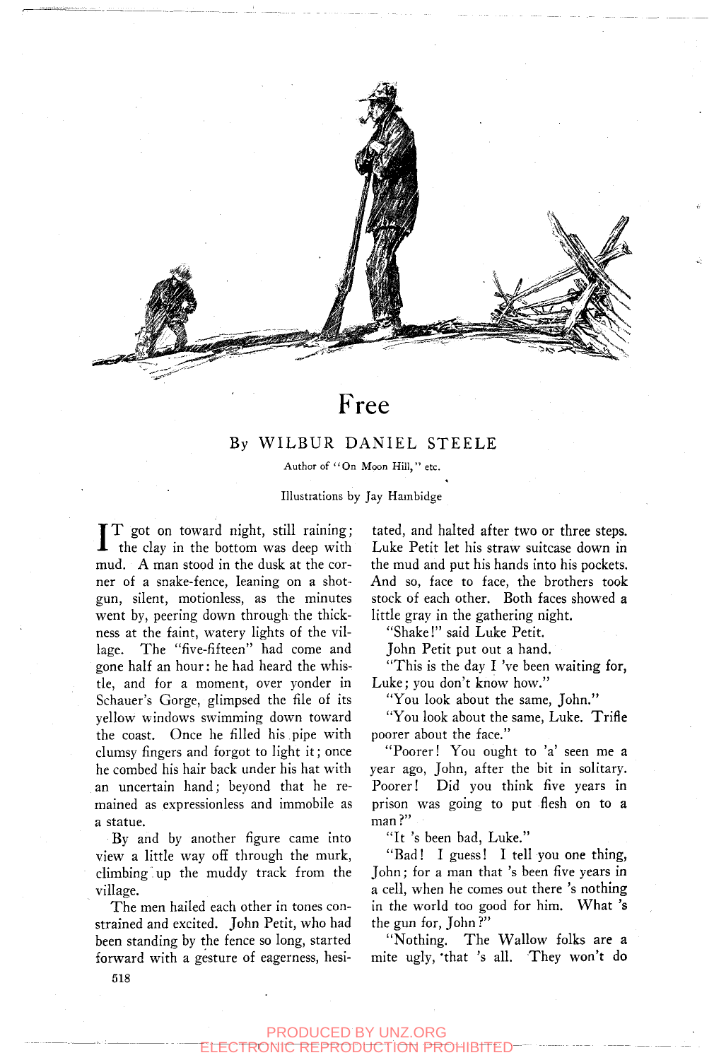# Free

By WILBUR DANIEL STEELE

Author of "On Moon Hill," etc.

Illustrations by Jay Hambidge

IT got on toward night, still raining; the clay in the bottom was deep with mud. A man stood in the dusk at the corner of a snake-fence, leaning on a shotgun, silent, motionless, as the minutes went by, peering down through the thickness at the faint, watery lights of the village. The "five-fifteen" had come and gone half an hour: he had heard the whistle, and for a moment, over yonder in Schauer's Gorge, glimpsed the file of its yellow windows swimming down toward the coast. Once he filled his pipe with clumsy fingers and forgot to light it; once he combed his hair back under his hat with an uncertain hand; beyond that he remained as expressionless and immobile as a statue.

By and by another figure came into view a little way off through the murk, climbing up the muddy track from the village.

The men hailed each other in tones constrained and excited. John Petit, who had been standing by the fence so long, started forward with a gesture of eagerness, hesitated, and halted after two or three steps. Luke Petit let his straw suitcase down in the mud and put his hands into his pockets. And so, face to face, the brothers took stock of each other. Both faces showed a little gray in the gathering night.

"Shake!" said Luke Petit.

John Petit put out a hand.

"This is the day I 've been waiting for, Luke; you don't know how."

"You look about the same, John."

"You look about the same, Luke. Trifle poorer about the face."

"Poorer! You ought to 'a' seen me a year ago, John, after the bit in solitary. Poorer! Did you think five years in prison was going to put flesh on to a man?"

"It 's been bad, Luke."

"Bad! I guess! I tell you one thing, John; for a man that 's been five years in a cell, when he comes out there 's nothing in the world too good for him. What 's the gun for, John?"

"Nothing. The Wallow folks are a mite ugly, that 's all. They won't do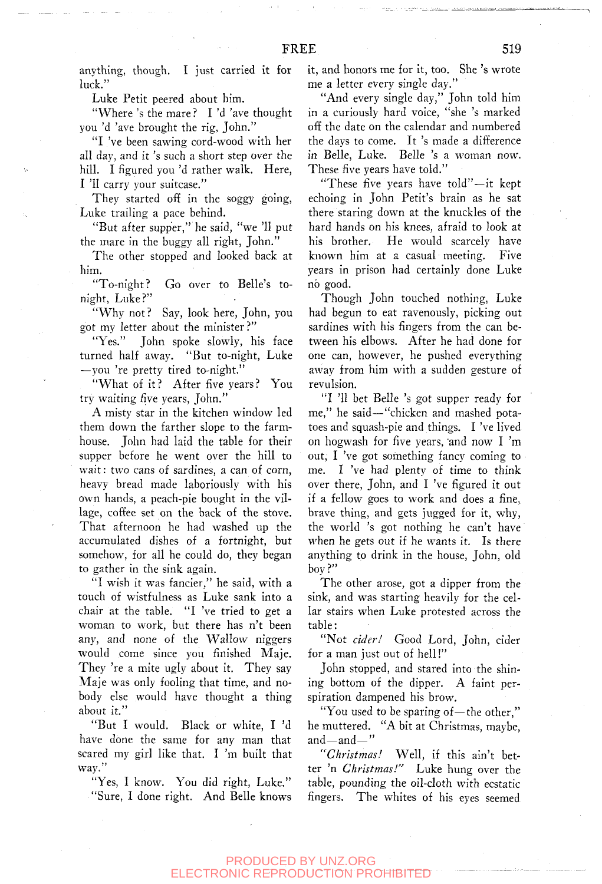anything, though. I just carried it for luck."

Luke Petit peered about him.

"Where 's the mare? I 'd 'ave thought you 'd 'ave brought the rig, John."

"I 've been sawing cord-wood with her all day, and it 's such a short step over the hill. I figured you 'd rather walk. Here, I 'll carry your suitcase."

They started off in the soggy going, Luke trailing a pace behind.

"But after supper," he said, "we 'll put the mare in the buggy all right, John."

The other stopped and looked back at him.

"To-night? Go over to Belle's to-night, Luke?"

"Why not? Say, look here, John, you got my letter about the minister?"

"Yes." John spoke slowly, his face turned half away. "But to-night, Luke —you 're pretty tired to-night."

"What of it? After five years? You try waiting five years, John."

A misty star in the kitchen window led them down the farther slope to the farm-house. John had laid the table for their supper before he went over the hill to wait: two cans of sardines, a can of corn, heavy bread made laboriously with his own hands, a peach-pie bought in the village, coffee set on the back of the stove. That afternoon he had washed up the accumulated dishes of a fortnight, but somehow, for all he could do, they began to gather in the sink again.

"I wish it was fancier," he said, with a touch of wistfulness as Luke sank into a chair at the table. "I 've tried to get a woman to work, but there has n't been any, and none of the Wallow niggers would come since you finished Maje. They 're a mite ugly about it. They say Maje was only fooling that time, and nobody else would have thought a thing about it."

"But I would. Black or white, I 'd have done the same for any man that scared my girl like that. I 'm built that way."

"Yes, I know. You did right, Luke."

"Sure, I done right. And Belle knows it, and honors me for it, too. She 's wrote me a letter every single day."

"And every single day," John told him in a curiously hard voice, "she 's marked off the date on the calendar and numbered the days to come. It 's made a difference in Belle, Luke. Belle 's a woman now. These five years have told."

"These five years have told"—it kept echoing in John Petit's brain as he sat there staring down at the knuckles of the hard hands on his knees, afraid to look at his brother. He would scarcely have known him at a casual meeting. Five years in prison had certainly done Luke no good.

Though John touched nothing, Luke had begun to eat ravenously, picking out sardines with his fingers from the can between his elbows. After he had done for one can, however, he pushed everything away from him with a sudden gesture of revulsion.

"I 'll bet Belle 's got supper ready for me," he said—"chicken and mashed potatoes and squash-pie and things. I 've lived on hogwash for five years, and now I 'm out, I 've got something fancy coming to me. I 've had plenty of time to think over there, John, and I 've figured it out if a fellow goes to work and does a fine, brave thing, and gets jugged for it, why, the world 's got nothing he can't have when he gets out if he wants it. Is there anything to drink in the house, John, old boy?"

The other arose, got a dipper from the sink, and was starting heavily for the cellar stairs when Luke protested across the table:

"Not *cider!* Good Lord, John, cider for a man just out of hell!"

John stopped, and stared into the shining bottom of the dipper. A faint perspiration dampened his brow.

"You used to be sparing of—the other," he muttered. "A bit at Christmas, maybe, and—and—"

*"Christmas!* Well, if this ain't better 'n *Christmas!"* Luke hung over the table, pounding the oil-cloth with ecstatic fingers. The whites of his eyes seemed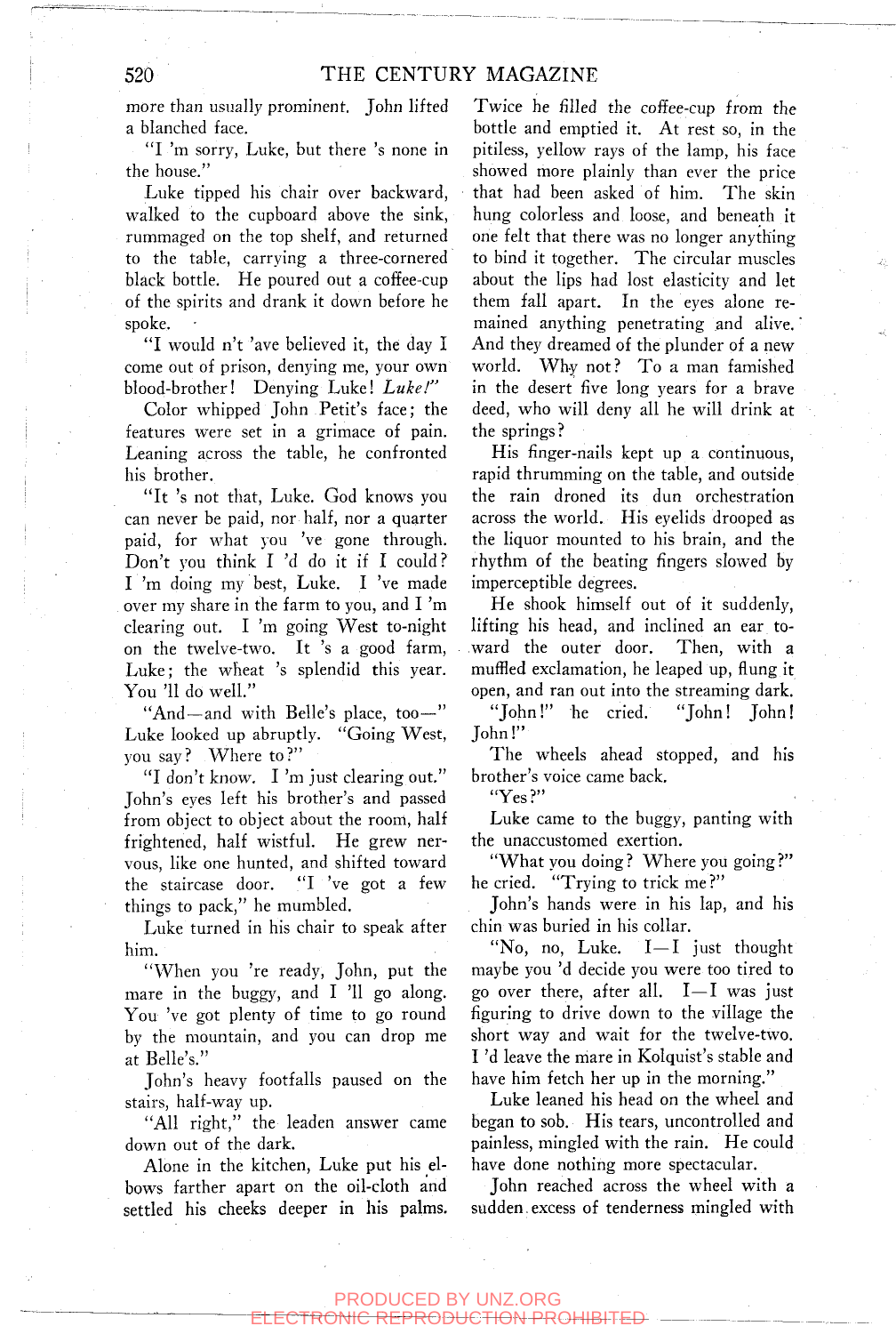more than usually prominent. John lifted a blanched face.

"I 'm sorry, Luke, but there 's none in the house."

Luke tipped his chair over backward, walked to the cupboard above the sink, rummaged on the top shelf, and returned to the table, carrying a three-cornered black bottle. He poured out a coffee-cup of the spirits and drank it down before he spoke.

"I would n't 'ave believed it, the day I come out of prison, denying me, your own blood-brother! Denying Luke! *Luke!*"

Color whipped John Petit's face; the features were set in a grimace of pain. Leaning across the table, he confronted his brother.

"It 's not that, Luke. God knows you can never be paid, nor half, nor a quarter paid, for what you 've gone through. Don't you think I 'd do it if I could? I 'm doing my best, Luke. I 've made over my share in the farm to you, and I 'm clearing out. I 'm going West to-night on the twelve-two. It 's a good farm, Luke; the wheat 's splendid this year. You 'll do well."

"And—and with Belle's place, too—" Luke looked up abruptly. "Going West, you say? Where to?"

"I don't know. I 'm just clearing out." John's eyes left his brother's and passed from object to object about the room, half frightened, half wistful. He grew nervous, like one hunted, and shifted toward the staircase door. "I 've got a few things to pack," he mumbled.

Luke turned in his chair to speak after him.

"When you 're ready, John, put the mare in the buggy, and I 'll go along. You 've got plenty of time to go round by the mountain, and you can drop me at Belle's."

John's heavy footfalls paused on the stairs, half-way up.

"All right," the leaden answer came down out of the dark.

Alone in the kitchen, Luke put his elbows farther apart on the oil-cloth and settled his cheeks deeper in his palms. Twice he filled the coffee-cup from the bottle and emptied it. At rest so, in the pitiless, yellow rays of the lamp, his face showed more plainly than ever the price that had been asked of him. The skin hung colorless and loose, and beneath it one felt that there was no longer anything to bind it together. The circular muscles about the lips had lost elasticity and let them fall apart. In the eyes alone remained anything penetrating and alive. And they dreamed of the plunder of a new world. Why not? To a man famished in the desert five long years for a brave deed, who will deny all he will drink at the springs?

His finger-nails kept up a continuous, rapid thrumming on the table, and outside the rain droned its dun orchestration across the world. His eyelids drooped as the liquor mounted to his brain, and the rhythm of the beating fingers slowed by imperceptible degrees.

He shook himself out of it suddenly, lifting his head, and inclined an ear toward the outer door. Then, with a muffled exclamation, he leaped up, flung it open, and ran out into the streaming dark.

"John!" he cried. "John! John! John!"

The wheels ahead stopped, and his brother's voice came back.

"Yes?"

Luke came to the buggy, panting with the unaccustomed exertion.

"What you doing? Where you going?" he cried. "Trying to trick me?"

John's hands were in his lap, and his chin was buried in his collar.

"No, no, Luke. I—I just thought maybe you 'd decide you were too tired to go over there, after all. I—I was just figuring to drive down to the village the short way and wait for the twelve-two. I 'd leave the mare in Kolquist's stable and have him fetch her up in the morning."

Luke leaned his head on the wheel and began to sob. His tears, uncontrolled and painless, mingled with the rain. He could have done nothing more spectacular.

John reached across the wheel with a sudden excess of tenderness mingled with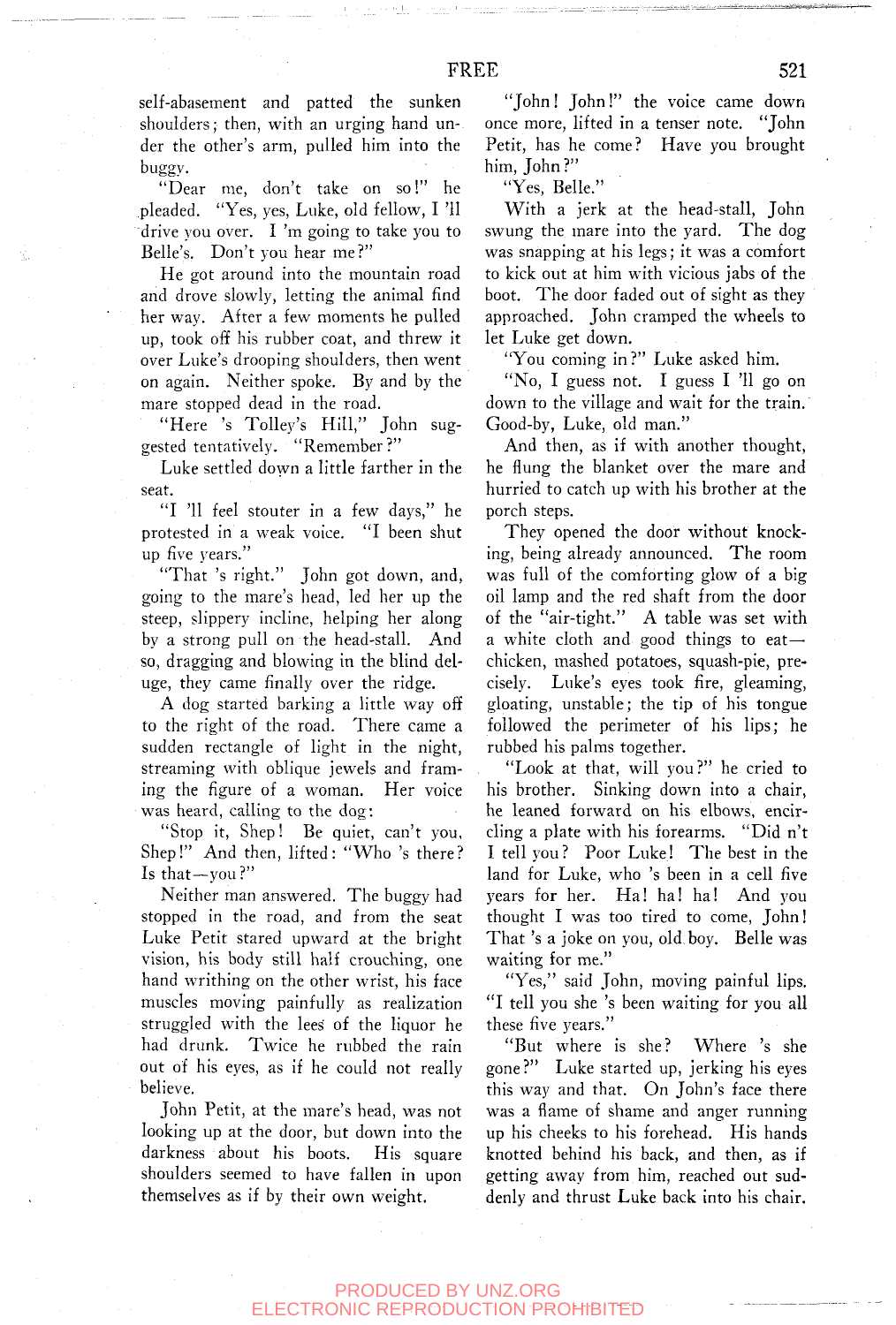self-abasement and patted the sunken shoulders; then, with an urging hand under the other's arm, pulled him into the buggy.

"Dear me, don't take on so!" he pleaded. "Yes, yes, Luke, old fellow, I 'll drive you over. I 'm going to take you to Belle's. Don't you hear me?"

He got around into the mountain road and drove slowly, letting the animal find her way. After a few moments he pulled up, took off his rubber coat, and threw it over Luke's drooping shoulders, then went on again. Neither spoke. By and by the mare stopped dead in the road.

"Here 's Tolley's Hill," John suggested tentatively. "Remember?"

Luke settled down a little farther in the seat.

"I 'll feel stouter in a few days," he protested in a weak voice. "I been shut up five years."

"That 's right." John got down, and, going to the mare's head, led her up the steep, slippery incline, helping her along by a strong pull on the head-stall. And so, dragging and blowing in the blind deluge, they came finally over the ridge.

A dog started barking a little way off to the right of the road. There came a sudden rectangle of light in the night, streaming with oblique jewels and framing the figure of a woman. Her voice was heard, calling to the dog:

"Stop it, Shep! Be quiet, can't you, Shep!" And then, lifted: "Who 's there? Is that—you?"

Neither man answered. The buggy had stopped in the road, and from the seat Luke Petit stared upward at the bright vision, his body still half crouching, one hand writhing on the other wrist, his face muscles moving painfully as realization struggled with the lees of the liquor he had drunk. Twice he rubbed the rain out of his eyes, as if he could not really believe.

John Petit, at the mare's head, was not looking up at the door, but down into the darkness about his boots. His square shoulders seemed to have fallen in upon themselves as if by their own weight.

"John! John!" the voice came down once more, lifted in a tenser note. "John Petit, has he come? Have you brought him, John?"

"Yes, Belle."

With a jerk at the head-stall, John swung the mare into the yard. The dog was snapping at his legs; it was a comfort to kick out at him with vicious jabs of the boot. The door faded out of sight as they approached. John cramped the wheels to let Luke get down.

"You coming in?" Luke asked him.

"No, I guess not. I guess I 'll go on down to the village and wait for the train. Good-by, Luke, old man."

And then, as if with another thought, he flung the blanket over the mare and hurried to catch up with his brother at the porch steps.

They opened the door without knocking, being already announced. The room was full of the comforting glow of a big oil lamp and the red shaft from the door of the "air-tight." A table was set with a white cloth and good things to eat—chicken, mashed potatoes, squash-pie, precisely. Luke's eyes took fire, gleaming, gloating, unstable; the tip of his tongue followed the perimeter of his lips; he rubbed his palms together.

"Look at that, will you?" he cried to his brother. Sinking down into a chair, he leaned forward on his elbows, encircling a plate with his forearms. "Did n't I tell you? Poor Luke! The best in the land for Luke, who 's been in a cell five years for her. Ha! ha! ha! And you thought I was too tired to come, John! That 's a joke on you, old boy. Belle was waiting for me."

"Yes," said John, moving painful lips. "I tell you she 's been waiting for you all these five years."

"But where is she? Where 's she gone?" Luke started up, jerking his eyes this way and that. On John's face there was a flame of shame and anger running up his cheeks to his forehead. His hands knotted behind his back, and then, as if getting away from him, reached out suddenly and thrust Luke back into his chair.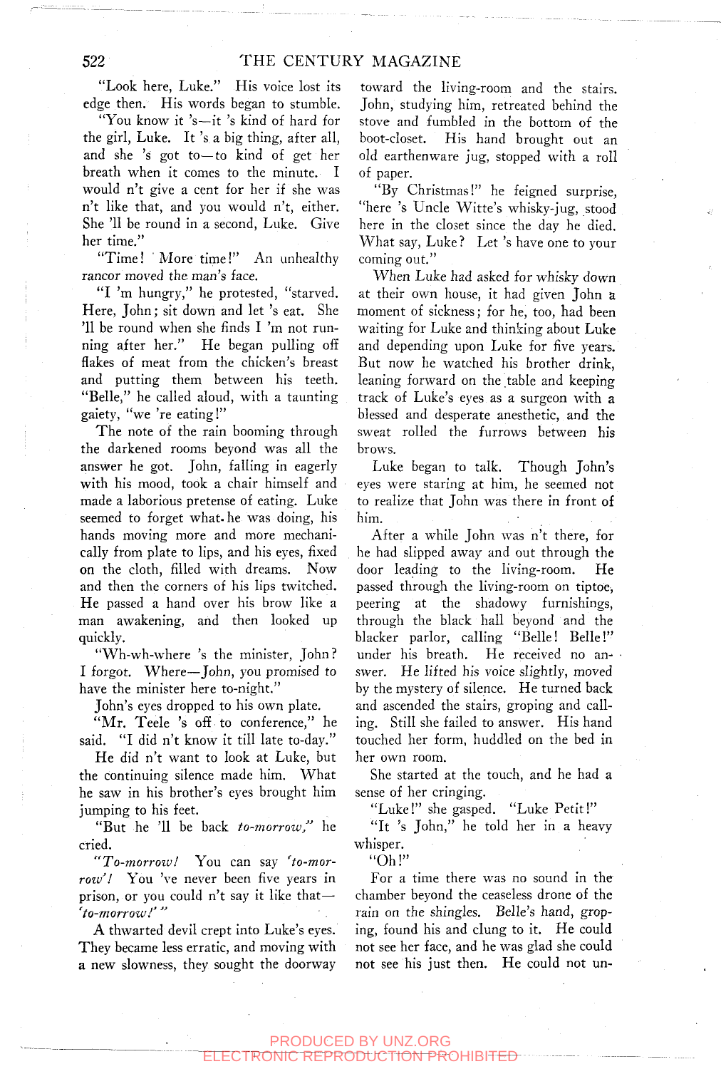"Look here, Luke." His voice lost its edge then. His words began to stumble.

"You know it 's—it 's kind of hard for the girl, Luke. It 's a big thing, after all, and she 's got to—to kind of get her breath when it comes to the minute. I would n't give a cent for her if she was n't like that, and you would n't, either. She 'll be round in a second, Luke. Give her time."

"Time! More time!" An unhealthy rancor moved the man's face.

"I 'm hungry," he protested, "starved. Here, John; sit down and let 's eat. She 'll be round when she finds I 'm not running after her." He began pulling off flakes of meat from the chicken's breast and putting them between his teeth. "Belle," he called aloud, with a taunting gaiety, "we 're eating!"

The note of the rain booming through the darkened rooms beyond was all the answer he got. John, falling in eagerly with his mood, took a chair himself and made a laborious pretense of eating. Luke seemed to forget what he was doing, his hands moving more and more mechanically from plate to lips, and his eyes, fixed on the cloth, filled with dreams. Now and then the corners of his lips twitched. He passed a hand over his brow like a man awakening, and then looked up quickly.

"Wh-wh-where 's the minister, John? I forgot. Where—John, you promised to have the minister here to-night."

John's eyes dropped to his own plate.

"Mr. Teele 's off to conference," he said. "I did n't know it till late to-day."

He did n't want to look at Luke, but the continuing silence made him. What he saw in his brother's eyes brought him jumping to his feet.

"But he 'll be back *to-morrow*," he cried.

"*To-morrow!* You can say *'to-morrow'!* You 've never been five years in prison, or you could n't say it like that—*'to-morrow!'* "

A thwarted devil crept into Luke's eyes. They became less erratic, and moving with a new slowness, they sought the doorway toward the living-room and the stairs. John, studying him, retreated behind the stove and fumbled in the bottom of the boot-closet. His hand brought out an old earthenware jug, stopped with a roll of paper.

"By Christmas!" he feigned surprise, "here 's Uncle Witte's whisky-jug, stood here in the closet since the day he died. What say, Luke? Let 's have one to your coming out."

When Luke had asked for whisky down at their own house, it had given John a moment of sickness; for he, too, had been waiting for Luke and thinking about Luke and depending upon Luke for five years. But now he watched his brother drink, leaning forward on the table and keeping track of Luke's eyes as a surgeon with a blessed and desperate anesthetic, and the sweat rolled the furrows between his brows.

Luke began to talk. Though John's eyes were staring at him, he seemed not to realize that John was there in front of him.

After a while John was n't there, for he had slipped away and out through the door leading to the living-room. He passed through the living-room on tiptoe, peering at the shadowy furnishings, through the black hall beyond and the blacker parlor, calling "Belle! Belle!" under his breath. He received no answer. He lifted his voice slightly, moved by the mystery of silence. He turned back and ascended the stairs, groping and calling. Still she failed to answer. His hand touched her form, huddled on the bed in her own room.

She started at the touch, and he had a sense of her cringing.

"Luke!" she gasped. "Luke Petit!"

"It 's John," he told her in a heavy whisper.

"Oh!"

For a time there was no sound in the chamber beyond the ceaseless drone of the rain on the shingles. Belle's hand, groping, found his and clung to it. He could not see her face, and he was glad she could not see his just then. He could not un-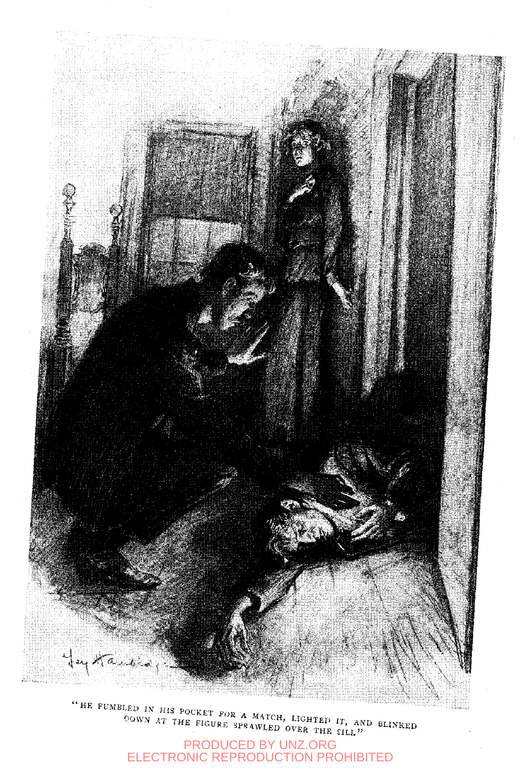"HE FUMBLED IN HIS POCKET FOR A MATCH, LIGHTED IT, AND BLINKED DOWN AT THE FIGURE SPRAWLED OVER THE SILL."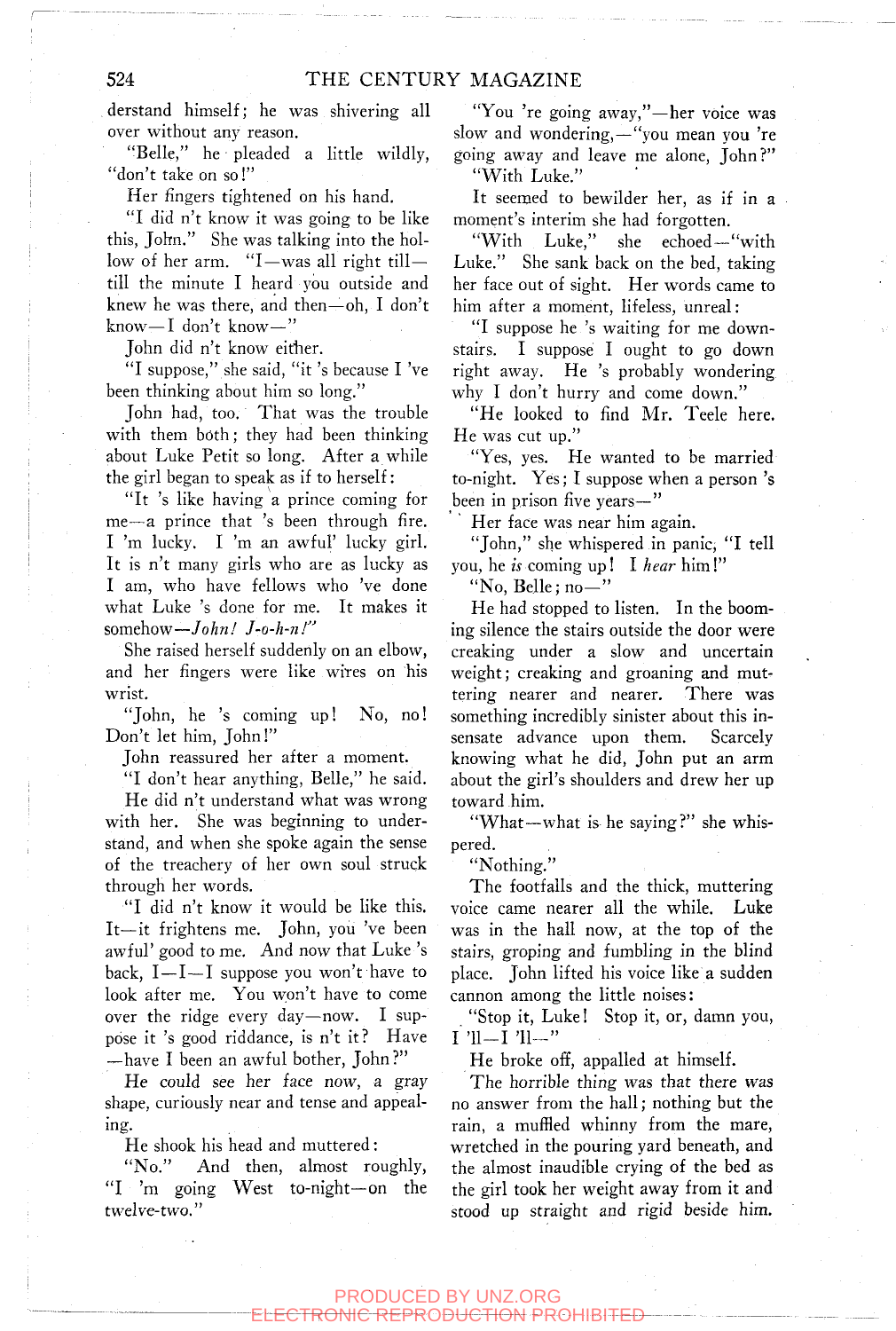derstand himself; he was shivering all over without any reason.

"Belle," he pleaded a little wildly, "don't take on so!"

Her fingers tightened on his hand.

"I did n't know it was going to be like this, John." She was talking into the hollow of her arm. "I—was all right till—till the minute I heard you outside and knew he was there, and then—oh, I don't know—I don't know—"

John did n't know either.

"I suppose," she said, "it 's because I 've been thinking about him so long."

John had, too. That was the trouble with them both; they had been thinking about Luke Petit so long. After a while the girl began to speak as if to herself:

"It 's like having a prince coming for me—a prince that 's been through fire. I 'm lucky. I 'm an awful' lucky girl. It is n't many girls who are as lucky as I am, who have fellows who 've done what Luke 's done for me. It makes it somehow—*John! J-o-h-n!*"

She raised herself suddenly on an elbow, and her fingers were like wires on his wrist.

"John, he 's coming up! No, no! Don't let him, John!"

John reassured her after a moment.

"I don't hear anything, Belle," he said.

He did n't understand what was wrong with her. She was beginning to understand, and when she spoke again the sense of the treachery of her own soul struck through her words.

"I did n't know it would be like this. It—it frightens me. John, you 've been awful' good to me. And now that Luke 's back, I—I—I suppose you won't have to look after me. You won't have to come over the ridge every day—now. I suppose it 's good riddance, is n't it? Have—have I been an awful bother, John?"

He could see her face now, a gray shape, curiously near and tense and appealing.

He shook his head and muttered:

"No." And then, almost roughly, "I 'm going West to-night—on the twelve-two."

"You 're going away,"—her voice was slow and wondering,—"you mean you 're going away and leave me alone, John?"

"With Luke."

It seemed to bewilder her, as if in a moment's interim she had forgotten.

"With Luke," she echoed—"with Luke." She sank back on the bed, taking her face out of sight. Her words came to him after a moment, lifeless, unreal:

"I suppose he 's waiting for me downstairs. I suppose I ought to go down right away. He 's probably wondering why I don't hurry and come down."

"He looked to find Mr. Teele here. He was cut up."

"Yes, yes. He wanted to be married to-night. Yes; I suppose when a person 's been in prison five years—"

Her face was near him again.

"John," she whispered in panic, "I tell you, he *is* coming up! I *hear* him!"

"No, Belle; no—"

He had stopped to listen. In the booming silence the stairs outside the door were creaking under a slow and uncertain weight; creaking and groaning and muttering nearer and nearer. There was something incredibly sinister about this insensate advance upon them. Scarcely knowing what he did, John put an arm about the girl's shoulders and drew her up toward him.

"What—what is he saying?" she whispered.

"Nothing."

The footfalls and the thick, muttering voice came nearer all the while. Luke was in the hall now, at the top of the stairs, groping and fumbling in the blind place. John lifted his voice like a sudden cannon among the little noises:

"Stop it, Luke! Stop it, or, damn you, I 'll—I 'll—"

He broke off, appalled at himself.

The horrible thing was that there was no answer from the hall; nothing but the rain, a muffled whinny from the mare, wretched in the pouring yard beneath, and the almost inaudible crying of the bed as the girl took her weight away from it and stood up straight and rigid beside him.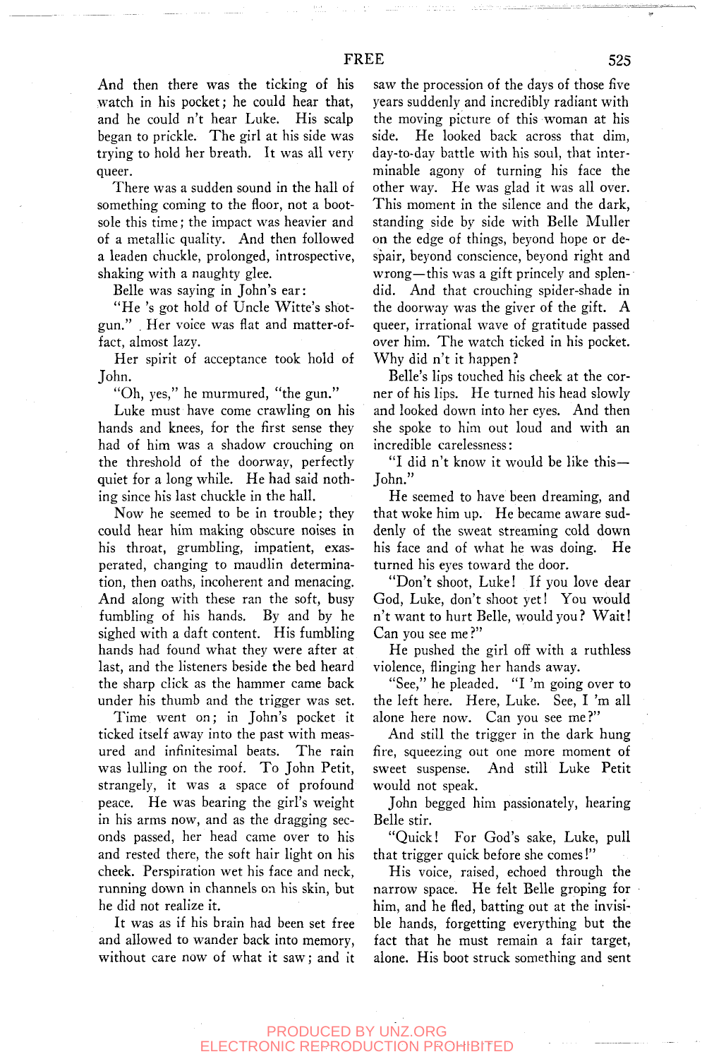And then there was the ticking of his watch in his pocket; he could hear that, and he could n't hear Luke. His scalp began to prickle. The girl at his side was trying to hold her breath. It was all very queer.

There was a sudden sound in the hall of something coming to the floor, not a boot-sole this time; the impact was heavier and of a metallic quality. And then followed a leaden chuckle, prolonged, introspective, shaking with a naughty glee.

Belle was saying in John's ear:

"He 's got hold of Uncle Witte's shotgun." Her voice was flat and matter-of-fact, almost lazy.

Her spirit of acceptance took hold of John.

"Oh, yes," he murmured, "the gun."

Luke must have come crawling on his hands and knees, for the first sense they had of him was a shadow crouching on the threshold of the doorway, perfectly quiet for a long while. He had said nothing since his last chuckle in the hall.

Now he seemed to be in trouble; they could hear him making obscure noises in his throat, grumbling, impatient, exasperated, changing to maudlin determination, then oaths, incoherent and menacing. And along with these ran the soft, busy fumbling of his hands. By and by he sighed with a daft content. His fumbling hands had found what they were after at last, and the listeners beside the bed heard the sharp click as the hammer came back under his thumb and the trigger was set.

Time went on; in John's pocket it ticked itself away into the past with measured and infinitesimal beats. The rain was lulling on the roof. To John Petit, strangely, it was a space of profound peace. He was bearing the girl's weight in his arms now, and as the dragging seconds passed, her head came over to his and rested there, the soft hair light on his cheek. Perspiration wet his face and neck, running down in channels on his skin, but he did not realize it.

It was as if his brain had been set free and allowed to wander back into memory, without care now of what it saw; and it saw the procession of the days of those five years suddenly and incredibly radiant with the moving picture of this woman at his side. He looked back across that dim, day-to-day battle with his soul, that interminable agony of turning his face the other way. He was glad it was all over. This moment in the silence and the dark, standing side by side with Belle Muller on the edge of things, beyond hope or despair, beyond conscience, beyond right and wrong—this was a gift princely and splendid. And that crouching spider-shade in the doorway was the giver of the gift. A queer, irrational wave of gratitude passed over him. The watch ticked in his pocket. Why did n't it happen?

Belle's lips touched his cheek at the corner of his lips. He turned his head slowly and looked down into her eyes. And then she spoke to him out loud and with an incredible carelessness:

"I did n't know it would be like this—John."

He seemed to have been dreaming, and that woke him up. He became aware suddenly of the sweat streaming cold down his face and of what he was doing. He turned his eyes toward the door.

"Don't shoot, Luke! If you love dear God, Luke, don't shoot yet! You would n't want to hurt Belle, would you? Wait! Can you see me?"

He pushed the girl off with a ruthless violence, flinging her hands away.

"See," he pleaded. "I 'm going over to the left here. Here, Luke. See, I 'm all alone here now. Can you see me?"

And still the trigger in the dark hung fire, squeezing out one more moment of sweet suspense. And still Luke Petit would not speak.

John begged him passionately, hearing Belle stir.

"Quick! For God's sake, Luke, pull that trigger quick before she comes!"

His voice, raised, echoed through the narrow space. He felt Belle groping for him, and he fled, batting out at the invisible hands, forgetting everything but the fact that he must remain a fair target, alone. His boot struck something and sent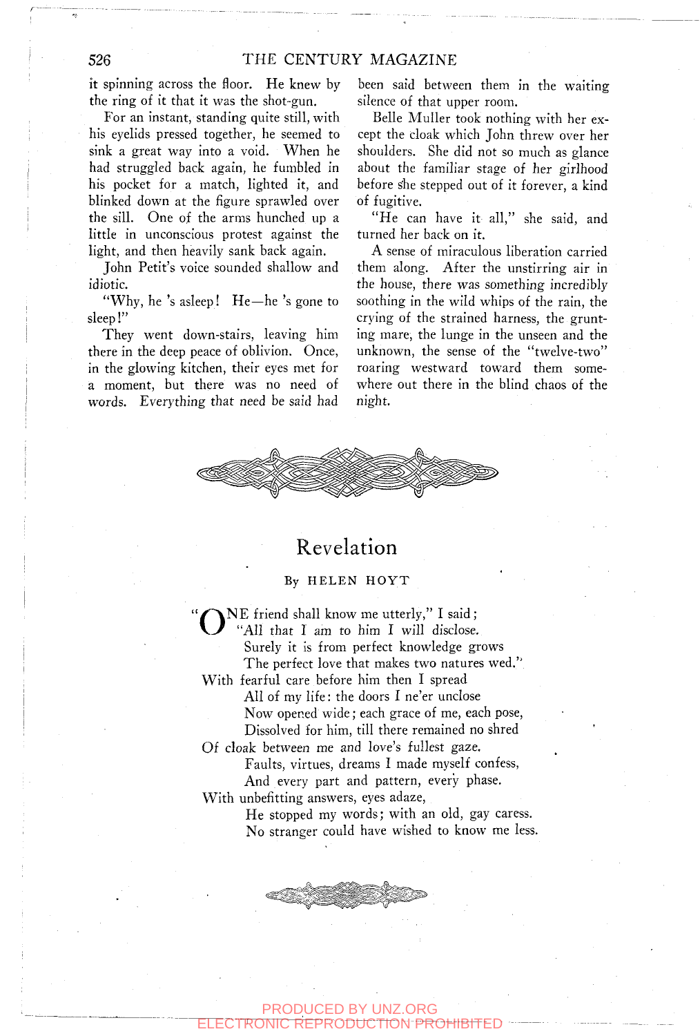it spinning across the floor. He knew by the ring of it that it was the shot-gun.

For an instant, standing quite still, with his eyelids pressed together, he seemed to sink a great way into a void. When he had struggled back again, he fumbled in his pocket for a match, lighted it, and blinked down at the figure sprawled over the sill. One of the arms hunched up a little in unconscious protest against the light, and then heavily sank back again.

John Petit's voice sounded shallow and idiotic.

"Why, he 's asleep! He—he 's gone to sleep!"

They went down-stairs, leaving him there in the deep peace of oblivion. Once, in the glowing kitchen, their eyes met for a moment, but there was no need of words. Everything that need be said had been said between them in the waiting silence of that upper room.

Belle Muller took nothing with her except the cloak which John threw over her shoulders. She did not so much as glance about the familiar stage of her girlhood before she stepped out of it forever, a kind of fugitive.

"He can have it all," she said, and turned her back on it.

A sense of miraculous liberation carried them along. After the unstirring air in the house, there was something incredibly soothing in the wild whips of the rain, the crying of the strained harness, the grunting mare, the lunge in the unseen and the unknown, the sense of the "twelve-two" roaring westward toward them somewhere out there in the blind chaos of the night.

# Revelation

By HELEN HOYT

"ONE friend shall know me utterly," I said;
"All that I am to him I will disclose.
Surely it is from perfect knowledge grows
The perfect love that makes two natures wed."
With fearful care before him then I spread
All of my life: the doors I ne'er unclose
Now opened wide; each grace of me, each pose,
Dissolved for him, till there remained no shred
Of cloak between me and love's fullest gaze.
Faults, virtues, dreams I made myself confess,
And every part and pattern, every phase.
With unbefitting answers, eyes adaze,
He stopped my words; with an old, gay caress.
No stranger could have wished to know me less.